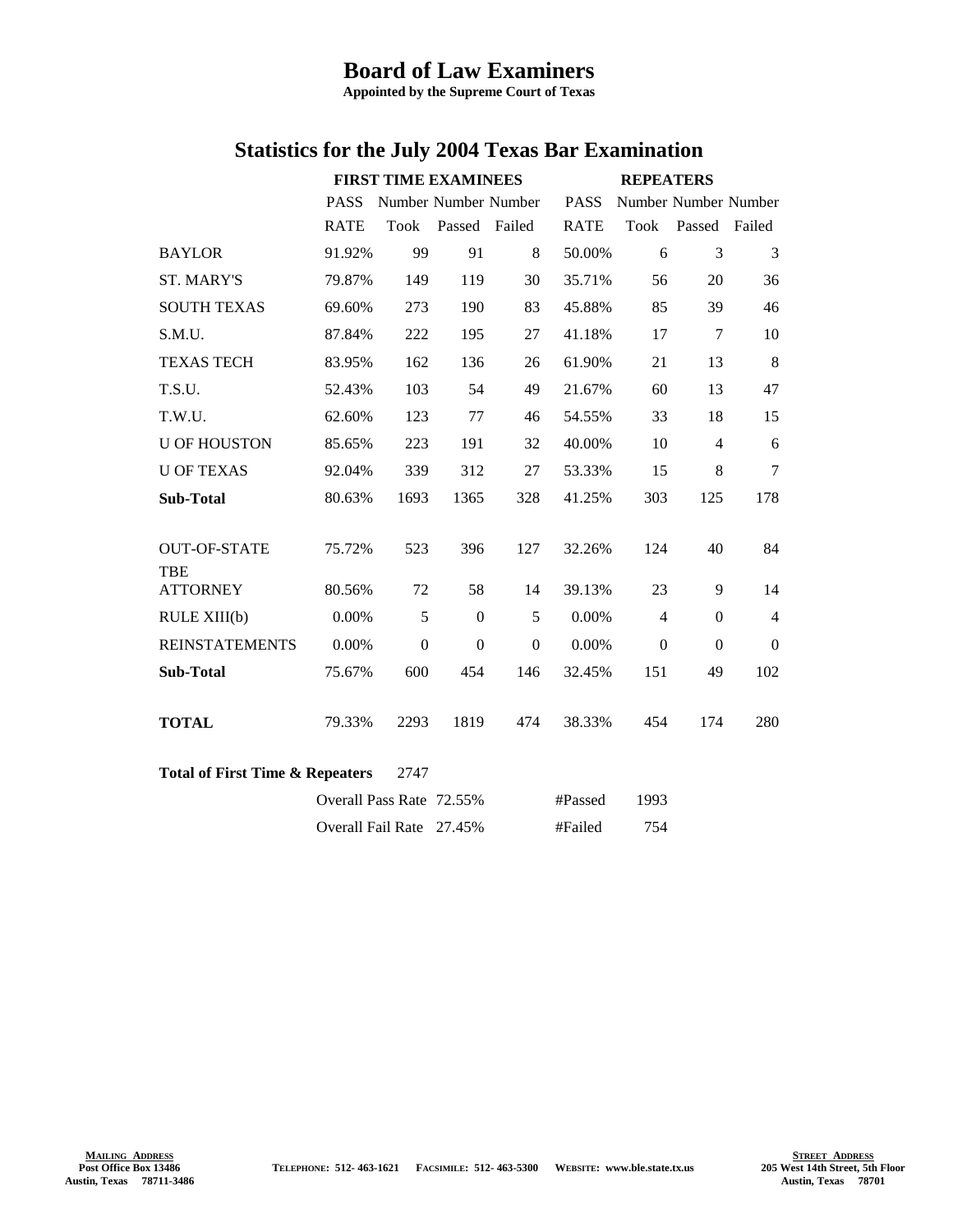# Board of Law Examiners

**Appointed by the Supreme Court of Texas**

## Statistics for the July 2004 Texas Bar Examination

| | FIRST TIME EXAMINEES | | | | REPEATERS | | | |
|---|---|---|---|---|---|---|---|---|
| | PASS RATE | Number Took | Number Passed | Number Failed | PASS RATE | Number Took | Number Passed | Number Failed |
| BAYLOR | 91.92% | 99 | 91 | 8 | 50.00% | 6 | 3 | 3 |
| ST. MARY'S | 79.87% | 149 | 119 | 30 | 35.71% | 56 | 20 | 36 |
| SOUTH TEXAS | 69.60% | 273 | 190 | 83 | 45.88% | 85 | 39 | 46 |
| S.M.U. | 87.84% | 222 | 195 | 27 | 41.18% | 17 | 7 | 10 |
| TEXAS TECH | 83.95% | 162 | 136 | 26 | 61.90% | 21 | 13 | 8 |
| T.S.U. | 52.43% | 103 | 54 | 49 | 21.67% | 60 | 13 | 47 |
| T.W.U. | 62.60% | 123 | 77 | 46 | 54.55% | 33 | 18 | 15 |
| U OF HOUSTON | 85.65% | 223 | 191 | 32 | 40.00% | 10 | 4 | 6 |
| U OF TEXAS | 92.04% | 339 | 312 | 27 | 53.33% | 15 | 8 | 7 |
| **Sub-Total** | 80.63% | 1693 | 1365 | 328 | 41.25% | 303 | 125 | 178 |
| OUT-OF-STATE | 75.72% | 523 | 396 | 127 | 32.26% | 124 | 40 | 84 |
| TBE ATTORNEY | 80.56% | 72 | 58 | 14 | 39.13% | 23 | 9 | 14 |
| RULE XIII(b) | 0.00% | 5 | 0 | 5 | 0.00% | 4 | 0 | 4 |
| REINSTATEMENTS | 0.00% | 0 | 0 | 0 | 0.00% | 0 | 0 | 0 |
| **Sub-Total** | 75.67% | 600 | 454 | 146 | 32.45% | 151 | 49 | 102 |
| **TOTAL** | 79.33% | 2293 | 1819 | 474 | 38.33% | 454 | 174 | 280 |

**Total of First Time & Repeaters** 2747

| | | | |
|---|---|---|---|
| Overall Pass Rate | 72.55% | #Passed | 1993 |
| Overall Fail Rate | 27.45% | #Failed | 754 |

**MAILING ADDRESS**
Post Office Box 13486
Austin, Texas 78711-3486

TELEPHONE: 512- 463-1621 FACSIMILE: 512- 463-5300 WEBSITE: www.ble.state.tx.us

**STREET ADDRESS**
205 West 14th Street, 5th Floor
Austin, Texas 78701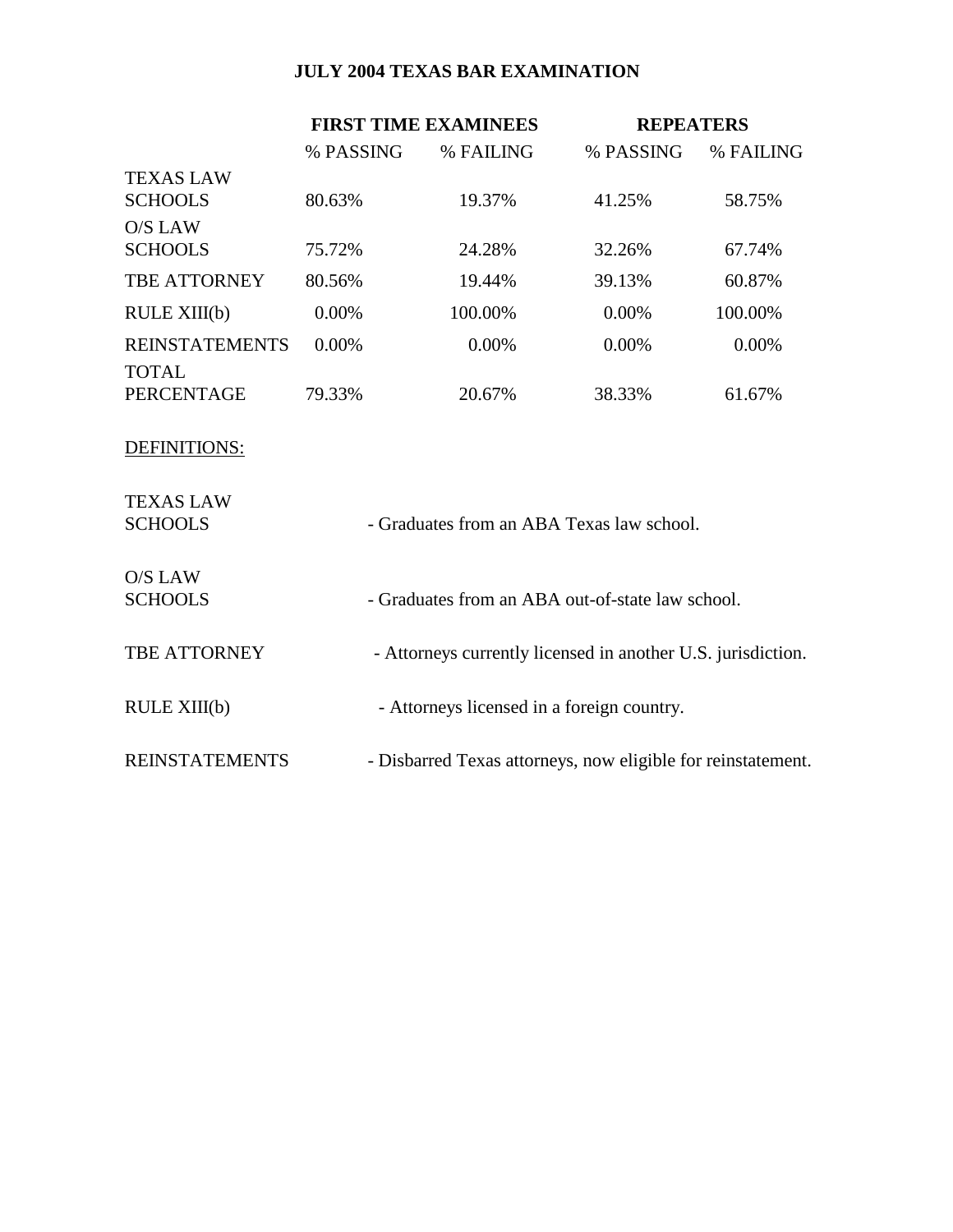# JULY 2004 TEXAS BAR EXAMINATION

| | FIRST TIME EXAMINEES | | REPEATERS | |
|---|---|---|---|---|
| | % PASSING | % FAILING | % PASSING | % FAILING |
| TEXAS LAW SCHOOLS | 80.63% | 19.37% | 41.25% | 58.75% |
| O/S LAW SCHOOLS | 75.72% | 24.28% | 32.26% | 67.74% |
| TBE ATTORNEY | 80.56% | 19.44% | 39.13% | 60.87% |
| RULE XIII(b) | 0.00% | 100.00% | 0.00% | 100.00% |
| REINSTATEMENTS | 0.00% | 0.00% | 0.00% | 0.00% |
| TOTAL PERCENTAGE | 79.33% | 20.67% | 38.33% | 61.67% |

DEFINITIONS:

TEXAS LAW SCHOOLS - Graduates from an ABA Texas law school.

O/S LAW SCHOOLS - Graduates from an ABA out-of-state law school.

TBE ATTORNEY - Attorneys currently licensed in another U.S. jurisdiction.

RULE XIII(b) - Attorneys licensed in a foreign country.

REINSTATEMENTS - Disbarred Texas attorneys, now eligible for reinstatement.